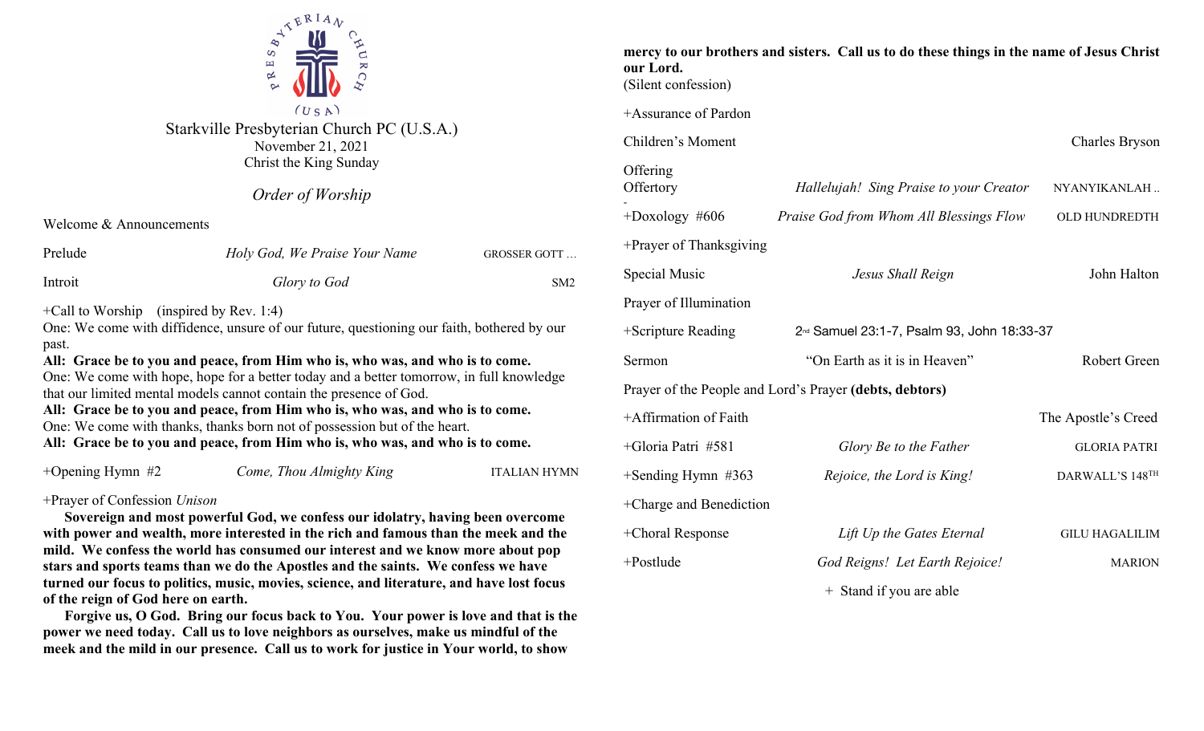# Starkville Presbyterian Church PC (U.S.A.)

November 21, 2021
Christ the King Sunday

## *Order of Worship*

Welcome & Announcements

Prelude — *Holy God, We Praise Your Name* — GROSSER GOTT …

Introit — *Glory to God* — SM2

+Call to Worship (inspired by Rev. 1:4)

One: We come with diffidence, unsure of our future, questioning our faith, bothered by our past.

**All: Grace be to you and peace, from Him who is, who was, and who is to come.**

One: We come with hope, hope for a better today and a better tomorrow, in full knowledge that our limited mental models cannot contain the presence of God.

**All: Grace be to you and peace, from Him who is, who was, and who is to come.**

One: We come with thanks, thanks born not of possession but of the heart.

**All: Grace be to you and peace, from Him who is, who was, and who is to come.**

+Opening Hymn #2 — *Come, Thou Almighty King* — ITALIAN HYMN

+Prayer of Confession *Unison*

**Sovereign and most powerful God, we confess our idolatry, having been overcome with power and wealth, more interested in the rich and famous than the meek and the mild. We confess the world has consumed our interest and we know more about pop stars and sports teams than we do the Apostles and the saints. We confess we have turned our focus to politics, music, movies, science, and literature, and have lost focus of the reign of God here on earth.**

**Forgive us, O God. Bring our focus back to You. Your power is love and that is the power we need today. Call us to love neighbors as ourselves, make us mindful of the meek and the mild in our presence. Call us to work for justice in Your world, to show mercy to our brothers and sisters. Call us to do these things in the name of Jesus Christ our Lord.**

(Silent confession)

+Assurance of Pardon

Children's Moment — Charles Bryson

Offering

Offertory — *Hallelujah! Sing Praise to your Creator* — NYANYIKANLAH ..

+Doxology #606 — *Praise God from Whom All Blessings Flow* — OLD HUNDREDTH

+Prayer of Thanksgiving

Special Music — *Jesus Shall Reign* — John Halton

Prayer of Illumination

+Scripture Reading — 2nd Samuel 23:1-7, Psalm 93, John 18:33-37

Sermon — "On Earth as it is in Heaven" — Robert Green

Prayer of the People and Lord's Prayer **(debts, debtors)**

+Affirmation of Faith — The Apostle's Creed

+Gloria Patri #581 — *Glory Be to the Father* — GLORIA PATRI

+Sending Hymn #363 — *Rejoice, the Lord is King!* — DARWALL'S 148TH

+Charge and Benediction

+Choral Response — *Lift Up the Gates Eternal* — GILU HAGALILIM

+Postlude — *God Reigns! Let Earth Rejoice!* — MARION

+ Stand if you are able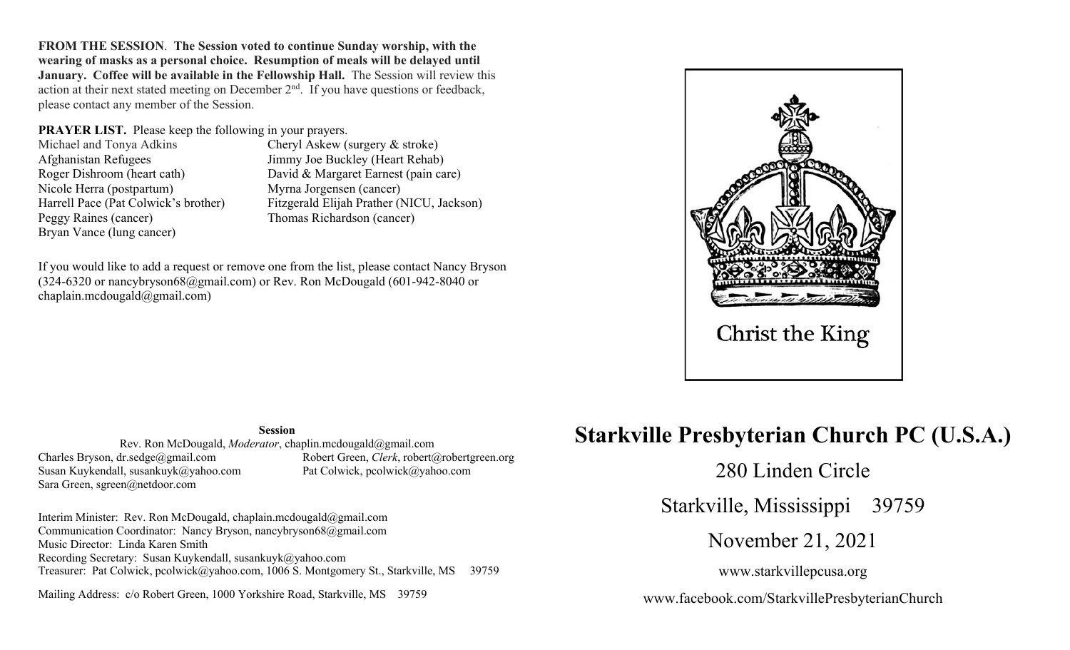**FROM THE SESSION**. **The Session voted to continue Sunday worship, with the wearing of masks as a personal choice. Resumption of meals will be delayed until January. Coffee will be available in the Fellowship Hall.** The Session will review this action at their next stated meeting on December 2nd. If you have questions or feedback, please contact any member of the Session.

**PRAYER LIST.** Please keep the following in your prayers.

- Michael and Tonya Adkins
- Afghanistan Refugees
- Roger Dishroom (heart cath)
- Nicole Herra (postpartum)
- Harrell Pace (Pat Colwick's brother)
- Peggy Raines (cancer)
- Bryan Vance (lung cancer)
- Cheryl Askew (surgery & stroke)
- Jimmy Joe Buckley (Heart Rehab)
- David & Margaret Earnest (pain care)
- Myrna Jorgensen (cancer)
- Fitzgerald Elijah Prather (NICU, Jackson)
- Thomas Richardson (cancer)

If you would like to add a request or remove one from the list, please contact Nancy Bryson (324-6320 or nancybryson68@gmail.com) or Rev. Ron McDougald (601-942-8040 or chaplain.mcdougald@gmail.com)

**Session**

Rev. Ron McDougald, *Moderator*, chaplin.mcdougald@gmail.com
Charles Bryson, dr.sedge@gmail.com
Susan Kuykendall, susankuyk@yahoo.com
Sara Green, sgreen@netdoor.com
Robert Green, *Clerk*, robert@robertgreen.org
Pat Colwick, pcolwick@yahoo.com

Interim Minister: Rev. Ron McDougald, chaplain.mcdougald@gmail.com
Communication Coordinator: Nancy Bryson, nancybryson68@gmail.com
Music Director: Linda Karen Smith
Recording Secretary: Susan Kuykendall, susankuyk@yahoo.com
Treasurer: Pat Colwick, pcolwick@yahoo.com, 1006 S. Montgomery St., Starkville, MS 39759

Mailing Address: c/o Robert Green, 1000 Yorkshire Road, Starkville, MS 39759

Christ the King

# Starkville Presbyterian Church PC (U.S.A.)

280 Linden Circle

Starkville, Mississippi 39759

November 21, 2021

www.starkvillepcusa.org

www.facebook.com/StarkvillePresbyterianChurch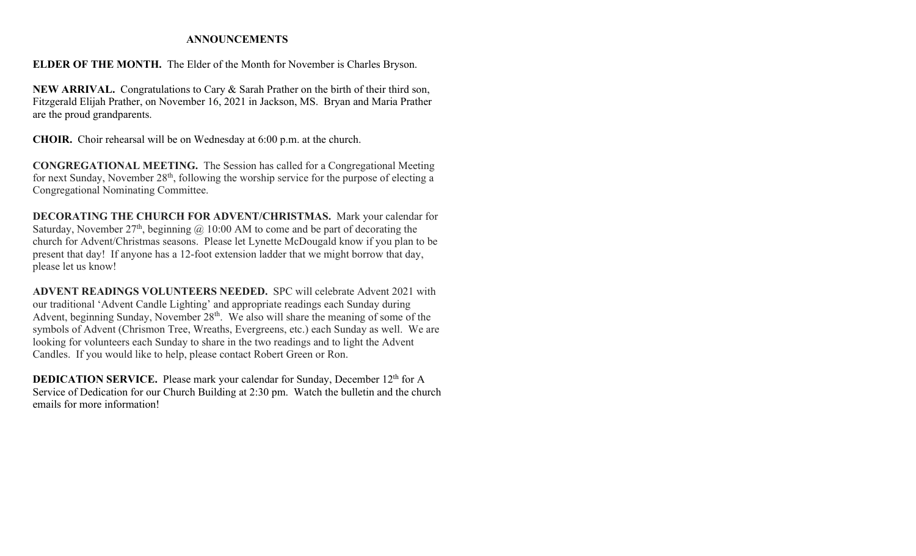# ANNOUNCEMENTS

**ELDER OF THE MONTH.** The Elder of the Month for November is Charles Bryson.

**NEW ARRIVAL.** Congratulations to Cary & Sarah Prather on the birth of their third son, Fitzgerald Elijah Prather, on November 16, 2021 in Jackson, MS. Bryan and Maria Prather are the proud grandparents.

**CHOIR.** Choir rehearsal will be on Wednesday at 6:00 p.m. at the church.

**CONGREGATIONAL MEETING.** The Session has called for a Congregational Meeting for next Sunday, November 28th, following the worship service for the purpose of electing a Congregational Nominating Committee.

**DECORATING THE CHURCH FOR ADVENT/CHRISTMAS.** Mark your calendar for Saturday, November 27th, beginning @ 10:00 AM to come and be part of decorating the church for Advent/Christmas seasons. Please let Lynette McDougald know if you plan to be present that day! If anyone has a 12-foot extension ladder that we might borrow that day, please let us know!

**ADVENT READINGS VOLUNTEERS NEEDED.** SPC will celebrate Advent 2021 with our traditional 'Advent Candle Lighting' and appropriate readings each Sunday during Advent, beginning Sunday, November 28th. We also will share the meaning of some of the symbols of Advent (Chrismon Tree, Wreaths, Evergreens, etc.) each Sunday as well. We are looking for volunteers each Sunday to share in the two readings and to light the Advent Candles. If you would like to help, please contact Robert Green or Ron.

**DEDICATION SERVICE.** Please mark your calendar for Sunday, December 12th for A Service of Dedication for our Church Building at 2:30 pm. Watch the bulletin and the church emails for more information!